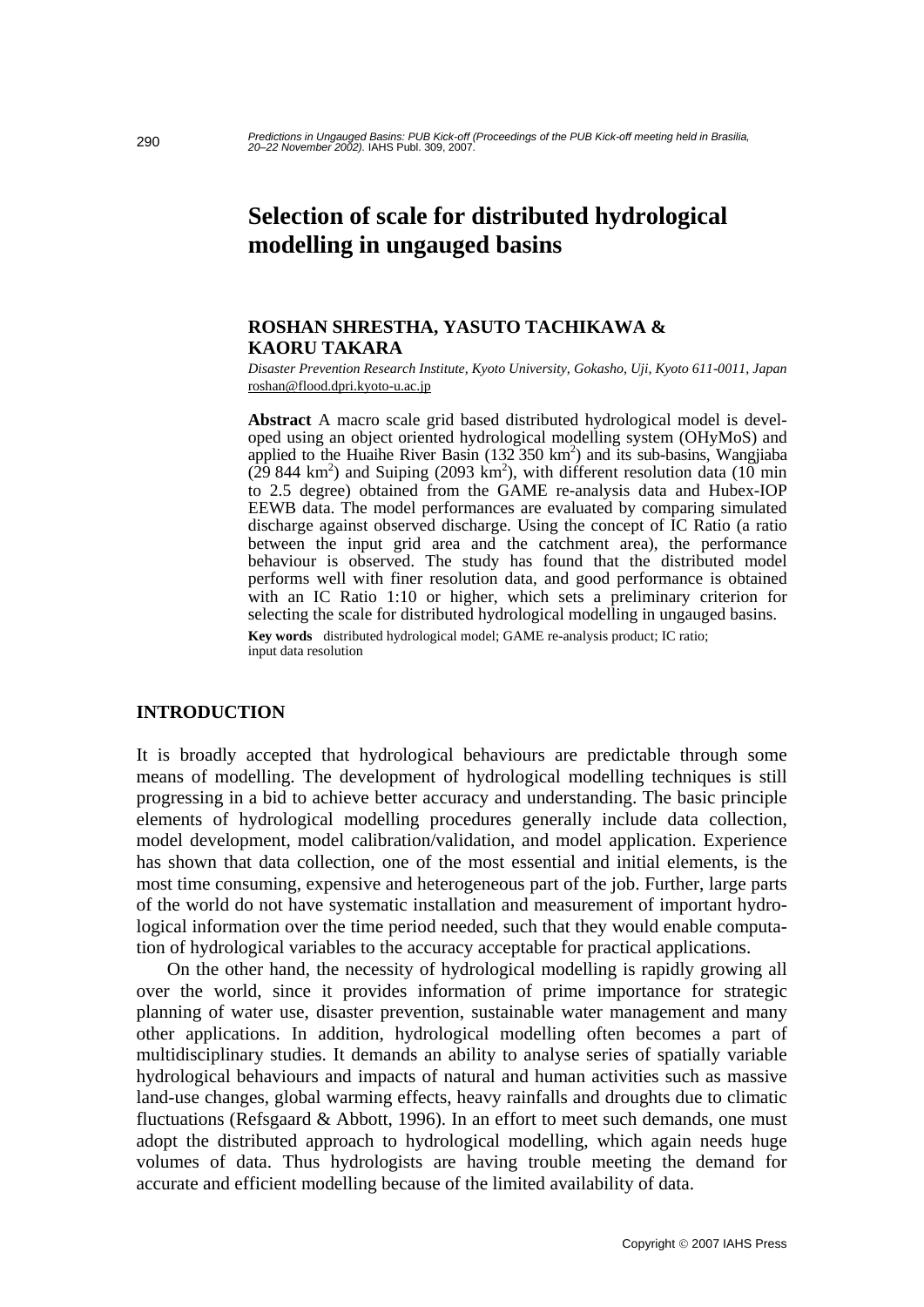# Selection of scale for distributed hydrological modelling in ungauged basins

**ROSHAN SHRESTHA, YASUTO TACHIKAWA & KAORU TAKARA**

*Disaster Prevention Research Institute, Kyoto University, Gokasho, Uji, Kyoto 611-0011, Japan*
roshan@flood.dpri.kyoto-u.ac.jp

**Abstract** A macro scale grid based distributed hydrological model is developed using an object oriented hydrological modelling system (OHyMoS) and applied to the Huaihe River Basin (132 350 $km^2$) and its sub-basins, Wangjiaba (29 844 $km^2$) and Suiping (2093 $km^2$), with different resolution data (10 min to 2.5 degree) obtained from the GAME re-analysis data and Hubex-IOP EEWB data. The model performances are evaluated by comparing simulated discharge against observed discharge. Using the concept of IC Ratio (a ratio between the input grid area and the catchment area), the performance behaviour is observed. The study has found that the distributed model performs well with finer resolution data, and good performance is obtained with an IC Ratio 1:10 or higher, which sets a preliminary criterion for selecting the scale for distributed hydrological modelling in ungauged basins.

**Key words** distributed hydrological model; GAME re-analysis product; IC ratio; input data resolution

## INTRODUCTION

It is broadly accepted that hydrological behaviours are predictable through some means of modelling. The development of hydrological modelling techniques is still progressing in a bid to achieve better accuracy and understanding. The basic principle elements of hydrological modelling procedures generally include data collection, model development, model calibration/validation, and model application. Experience has shown that data collection, one of the most essential and initial elements, is the most time consuming, expensive and heterogeneous part of the job. Further, large parts of the world do not have systematic installation and measurement of important hydrological information over the time period needed, such that they would enable computation of hydrological variables to the accuracy acceptable for practical applications.

On the other hand, the necessity of hydrological modelling is rapidly growing all over the world, since it provides information of prime importance for strategic planning of water use, disaster prevention, sustainable water management and many other applications. In addition, hydrological modelling often becomes a part of multidisciplinary studies. It demands an ability to analyse series of spatially variable hydrological behaviours and impacts of natural and human activities such as massive land-use changes, global warming effects, heavy rainfalls and droughts due to climatic fluctuations (Refsgaard & Abbott, 1996). In an effort to meet such demands, one must adopt the distributed approach to hydrological modelling, which again needs huge volumes of data. Thus hydrologists are having trouble meeting the demand for accurate and efficient modelling because of the limited availability of data.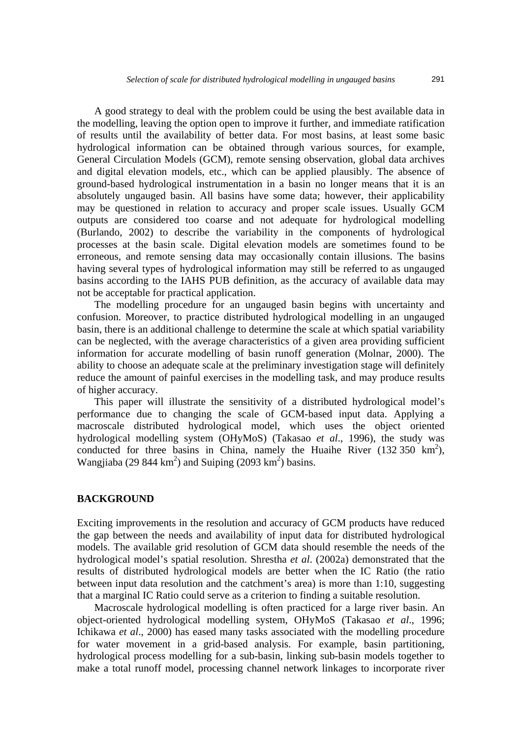A good strategy to deal with the problem could be using the best available data in the modelling, leaving the option open to improve it further, and immediate ratification of results until the availability of better data. For most basins, at least some basic hydrological information can be obtained through various sources, for example, General Circulation Models (GCM), remote sensing observation, global data archives and digital elevation models, etc., which can be applied plausibly. The absence of ground-based hydrological instrumentation in a basin no longer means that it is an absolutely ungauged basin. All basins have some data; however, their applicability may be questioned in relation to accuracy and proper scale issues. Usually GCM outputs are considered too coarse and not adequate for hydrological modelling (Burlando, 2002) to describe the variability in the components of hydrological processes at the basin scale. Digital elevation models are sometimes found to be erroneous, and remote sensing data may occasionally contain illusions. The basins having several types of hydrological information may still be referred to as ungauged basins according to the IAHS PUB definition, as the accuracy of available data may not be acceptable for practical application.

The modelling procedure for an ungauged basin begins with uncertainty and confusion. Moreover, to practice distributed hydrological modelling in an ungauged basin, there is an additional challenge to determine the scale at which spatial variability can be neglected, with the average characteristics of a given area providing sufficient information for accurate modelling of basin runoff generation (Molnar, 2000). The ability to choose an adequate scale at the preliminary investigation stage will definitely reduce the amount of painful exercises in the modelling task, and may produce results of higher accuracy.

This paper will illustrate the sensitivity of a distributed hydrological model's performance due to changing the scale of GCM-based input data. Applying a macroscale distributed hydrological model, which uses the object oriented hydrological modelling system (OHyMoS) (Takasao *et al*., 1996), the study was conducted for three basins in China, namely the Huaihe River (132 350 km$^2$), Wangjiaba (29 844 km$^2$) and Suiping (2093 km$^2$) basins.

## BACKGROUND

Exciting improvements in the resolution and accuracy of GCM products have reduced the gap between the needs and availability of input data for distributed hydrological models. The available grid resolution of GCM data should resemble the needs of the hydrological model's spatial resolution. Shrestha *et al*. (2002a) demonstrated that the results of distributed hydrological models are better when the IC Ratio (the ratio between input data resolution and the catchment's area) is more than 1:10, suggesting that a marginal IC Ratio could serve as a criterion to finding a suitable resolution.

Macroscale hydrological modelling is often practiced for a large river basin. An object-oriented hydrological modelling system, OHyMoS (Takasao *et al*., 1996; Ichikawa *et al*., 2000) has eased many tasks associated with the modelling procedure for water movement in a grid-based analysis. For example, basin partitioning, hydrological process modelling for a sub-basin, linking sub-basin models together to make a total runoff model, processing channel network linkages to incorporate river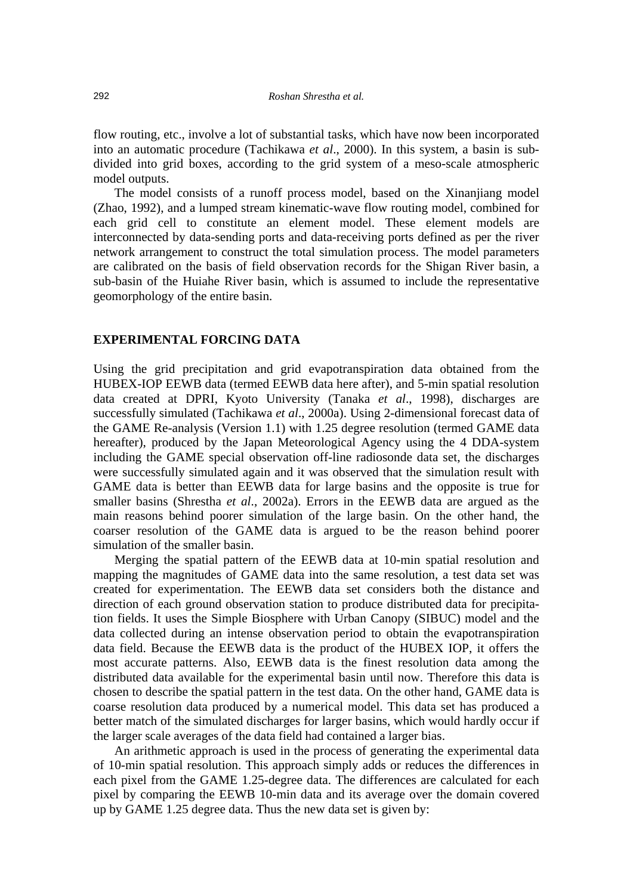flow routing, etc., involve a lot of substantial tasks, which have now been incorporated into an automatic procedure (Tachikawa *et al*., 2000). In this system, a basin is subdivided into grid boxes, according to the grid system of a meso-scale atmospheric model outputs.

The model consists of a runoff process model, based on the Xinanjiang model (Zhao, 1992), and a lumped stream kinematic-wave flow routing model, combined for each grid cell to constitute an element model. These element models are interconnected by data-sending ports and data-receiving ports defined as per the river network arrangement to construct the total simulation process. The model parameters are calibrated on the basis of field observation records for the Shigan River basin, a sub-basin of the Huiahe River basin, which is assumed to include the representative geomorphology of the entire basin.

## EXPERIMENTAL FORCING DATA

Using the grid precipitation and grid evapotranspiration data obtained from the HUBEX-IOP EEWB data (termed EEWB data here after), and 5-min spatial resolution data created at DPRI, Kyoto University (Tanaka *et al*., 1998), discharges are successfully simulated (Tachikawa *et al*., 2000a). Using 2-dimensional forecast data of the GAME Re-analysis (Version 1.1) with 1.25 degree resolution (termed GAME data hereafter), produced by the Japan Meteorological Agency using the 4 DDA-system including the GAME special observation off-line radiosonde data set, the discharges were successfully simulated again and it was observed that the simulation result with GAME data is better than EEWB data for large basins and the opposite is true for smaller basins (Shrestha *et al*., 2002a). Errors in the EEWB data are argued as the main reasons behind poorer simulation of the large basin. On the other hand, the coarser resolution of the GAME data is argued to be the reason behind poorer simulation of the smaller basin.

Merging the spatial pattern of the EEWB data at 10-min spatial resolution and mapping the magnitudes of GAME data into the same resolution, a test data set was created for experimentation. The EEWB data set considers both the distance and direction of each ground observation station to produce distributed data for precipitation fields. It uses the Simple Biosphere with Urban Canopy (SIBUC) model and the data collected during an intense observation period to obtain the evapotranspiration data field. Because the EEWB data is the product of the HUBEX IOP, it offers the most accurate patterns. Also, EEWB data is the finest resolution data among the distributed data available for the experimental basin until now. Therefore this data is chosen to describe the spatial pattern in the test data. On the other hand, GAME data is coarse resolution data produced by a numerical model. This data set has produced a better match of the simulated discharges for larger basins, which would hardly occur if the larger scale averages of the data field had contained a larger bias.

An arithmetic approach is used in the process of generating the experimental data of 10-min spatial resolution. This approach simply adds or reduces the differences in each pixel from the GAME 1.25-degree data. The differences are calculated for each pixel by comparing the EEWB 10-min data and its average over the domain covered up by GAME 1.25 degree data. Thus the new data set is given by: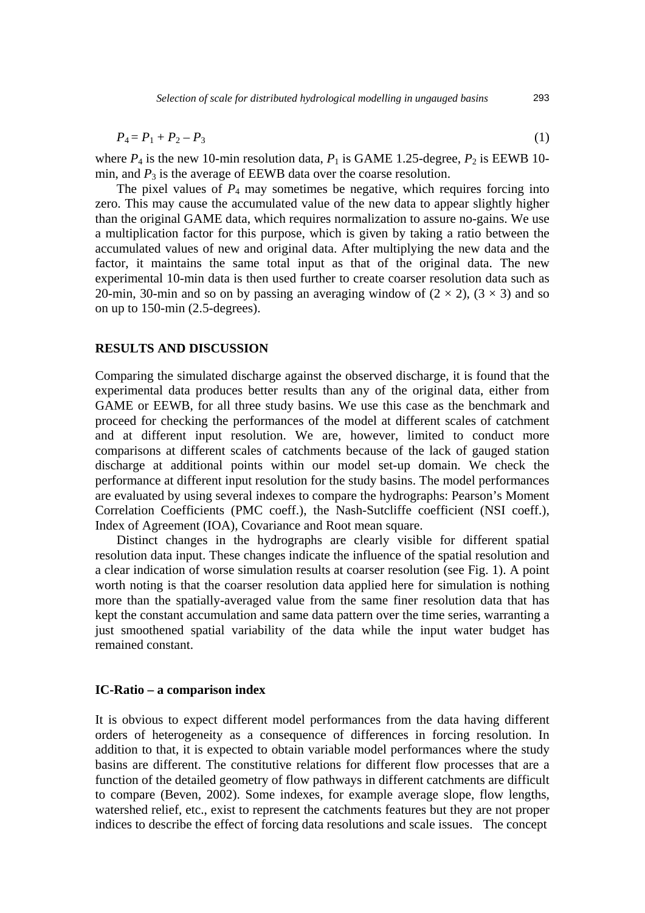$$P_4 = P_1 + P_2 - P_3 \tag{1}$$

where $P_4$ is the new 10-min resolution data, $P_1$ is GAME 1.25-degree, $P_2$ is EEWB 10-min, and $P_3$ is the average of EEWB data over the coarse resolution.

The pixel values of $P_4$ may sometimes be negative, which requires forcing into zero. This may cause the accumulated value of the new data to appear slightly higher than the original GAME data, which requires normalization to assure no-gains. We use a multiplication factor for this purpose, which is given by taking a ratio between the accumulated values of new and original data. After multiplying the new data and the factor, it maintains the same total input as that of the original data. The new experimental 10-min data is then used further to create coarser resolution data such as 20-min, 30-min and so on by passing an averaging window of $(2 \times 2)$, $(3 \times 3)$ and so on up to 150-min (2.5-degrees).

## RESULTS AND DISCUSSION

Comparing the simulated discharge against the observed discharge, it is found that the experimental data produces better results than any of the original data, either from GAME or EEWB, for all three study basins. We use this case as the benchmark and proceed for checking the performances of the model at different scales of catchment and at different input resolution. We are, however, limited to conduct more comparisons at different scales of catchments because of the lack of gauged station discharge at additional points within our model set-up domain. We check the performance at different input resolution for the study basins. The model performances are evaluated by using several indexes to compare the hydrographs: Pearson's Moment Correlation Coefficients (PMC coeff.), the Nash-Sutcliffe coefficient (NSI coeff.), Index of Agreement (IOA), Covariance and Root mean square.

Distinct changes in the hydrographs are clearly visible for different spatial resolution data input. These changes indicate the influence of the spatial resolution and a clear indication of worse simulation results at coarser resolution (see Fig. 1). A point worth noting is that the coarser resolution data applied here for simulation is nothing more than the spatially-averaged value from the same finer resolution data that has kept the constant accumulation and same data pattern over the time series, warranting a just smoothened spatial variability of the data while the input water budget has remained constant.

### IC-Ratio – a comparison index

It is obvious to expect different model performances from the data having different orders of heterogeneity as a consequence of differences in forcing resolution. In addition to that, it is expected to obtain variable model performances where the study basins are different. The constitutive relations for different flow processes that are a function of the detailed geometry of flow pathways in different catchments are difficult to compare (Beven, 2002). Some indexes, for example average slope, flow lengths, watershed relief, etc., exist to represent the catchments features but they are not proper indices to describe the effect of forcing data resolutions and scale issues. The concept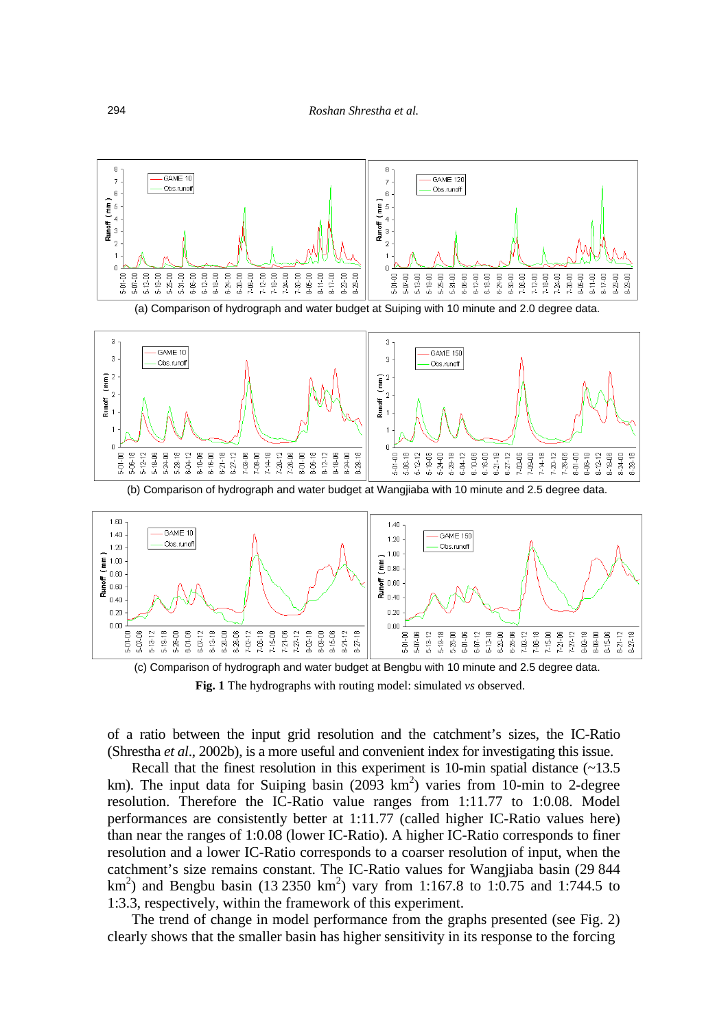(a) Comparison of hydrograph and water budget at Suiping with 10 minute and 2.0 degree data.

(b) Comparison of hydrograph and water budget at Wangjiaba with 10 minute and 2.5 degree data.

(c) Comparison of hydrograph and water budget at Bengbu with 10 minute and 2.5 degree data.

**Fig. 1** The hydrographs with routing model: simulated *vs* observed.

of a ratio between the input grid resolution and the catchment's sizes, the IC-Ratio (Shrestha *et al*., 2002b), is a more useful and convenient index for investigating this issue.

Recall that the finest resolution in this experiment is 10-min spatial distance (~13.5 km). The input data for Suiping basin (2093 km$^2$) varies from 10-min to 2-degree resolution. Therefore the IC-Ratio value ranges from 1:11.77 to 1:0.08. Model performances are consistently better at 1:11.77 (called higher IC-Ratio values here) than near the ranges of 1:0.08 (lower IC-Ratio). A higher IC-Ratio corresponds to finer resolution and a lower IC-Ratio corresponds to a coarser resolution of input, when the catchment's size remains constant. The IC-Ratio values for Wangjiaba basin (29 844 km$^2$) and Bengbu basin (13 2350 km$^2$) vary from 1:167.8 to 1:0.75 and 1:744.5 to 1:3.3, respectively, within the framework of this experiment.

The trend of change in model performance from the graphs presented (see Fig. 2) clearly shows that the smaller basin has higher sensitivity in its response to the forcing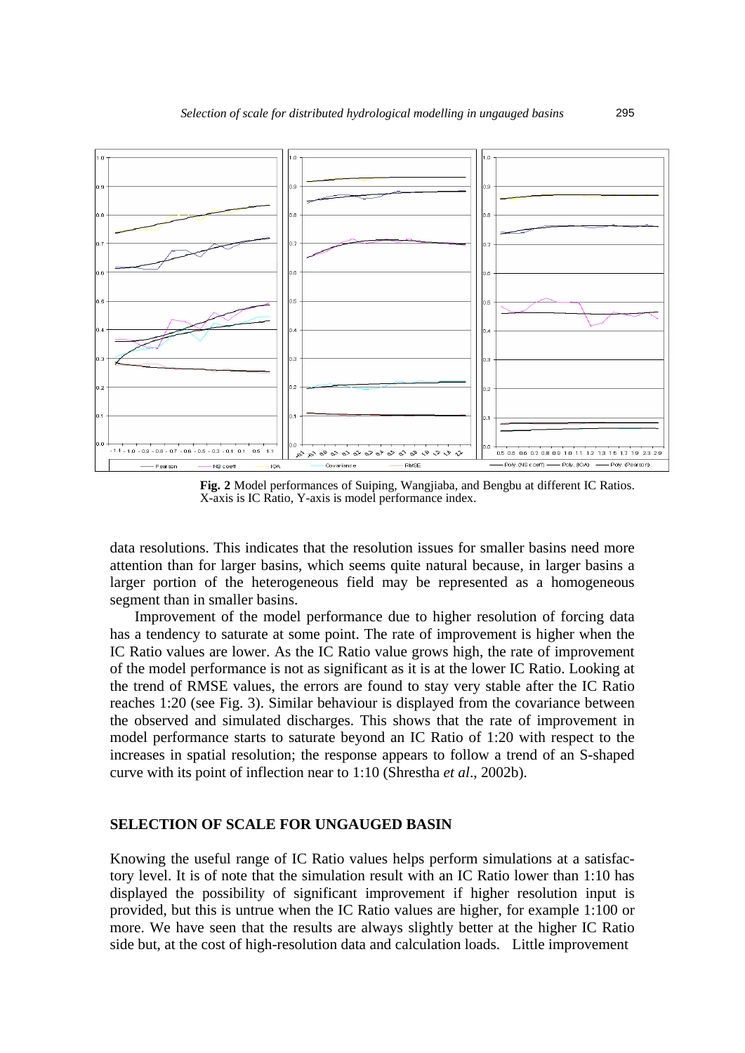**Fig. 2** Model performances of Suiping, Wangjiaba, and Bengbu at different IC Ratios. X-axis is IC Ratio, Y-axis is model performance index.

data resolutions. This indicates that the resolution issues for smaller basins need more attention than for larger basins, which seems quite natural because, in larger basins a larger portion of the heterogeneous field may be represented as a homogeneous segment than in smaller basins.

Improvement of the model performance due to higher resolution of forcing data has a tendency to saturate at some point. The rate of improvement is higher when the IC Ratio values are lower. As the IC Ratio value grows high, the rate of improvement of the model performance is not as significant as it is at the lower IC Ratio. Looking at the trend of RMSE values, the errors are found to stay very stable after the IC Ratio reaches 1:20 (see Fig. 3). Similar behaviour is displayed from the covariance between the observed and simulated discharges. This shows that the rate of improvement in model performance starts to saturate beyond an IC Ratio of 1:20 with respect to the increases in spatial resolution; the response appears to follow a trend of an S-shaped curve with its point of inflection near to 1:10 (Shrestha *et al*., 2002b).

## SELECTION OF SCALE FOR UNGAUGED BASIN

Knowing the useful range of IC Ratio values helps perform simulations at a satisfactory level. It is of note that the simulation result with an IC Ratio lower than 1:10 has displayed the possibility of significant improvement if higher resolution input is provided, but this is untrue when the IC Ratio values are higher, for example 1:100 or more. We have seen that the results are always slightly better at the higher IC Ratio side but, at the cost of high-resolution data and calculation loads. Little improvement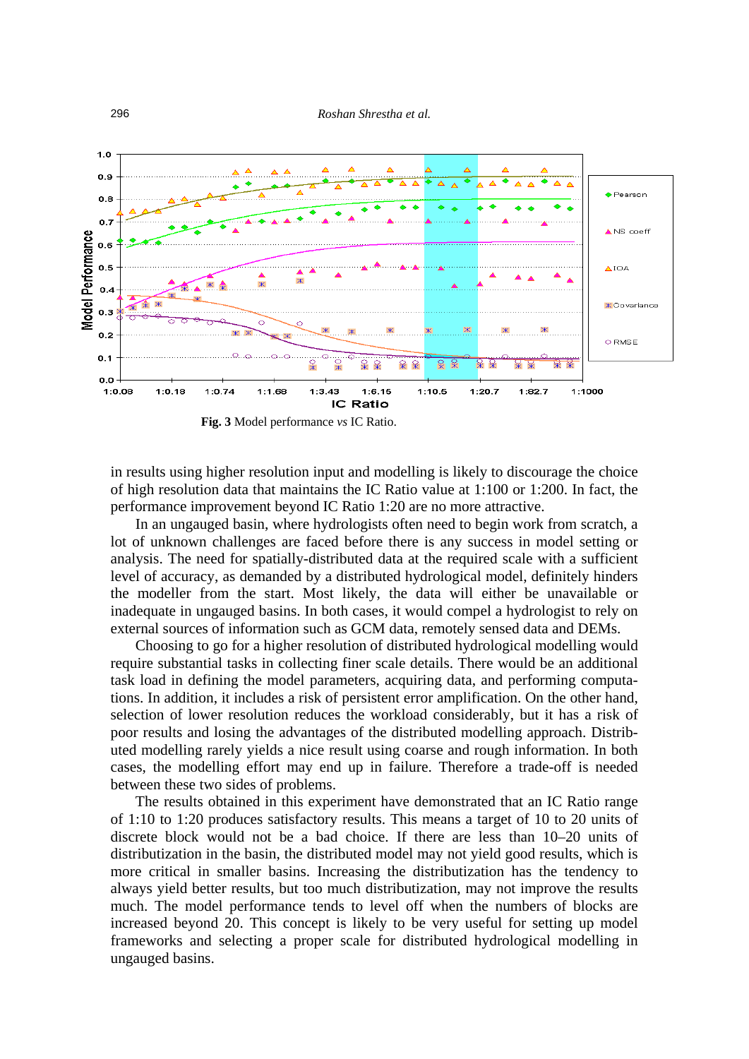**Fig. 3** Model performance *vs* IC Ratio.

in results using higher resolution input and modelling is likely to discourage the choice of high resolution data that maintains the IC Ratio value at 1:100 or 1:200. In fact, the performance improvement beyond IC Ratio 1:20 are no more attractive.

In an ungauged basin, where hydrologists often need to begin work from scratch, a lot of unknown challenges are faced before there is any success in model setting or analysis. The need for spatially-distributed data at the required scale with a sufficient level of accuracy, as demanded by a distributed hydrological model, definitely hinders the modeller from the start. Most likely, the data will either be unavailable or inadequate in ungauged basins. In both cases, it would compel a hydrologist to rely on external sources of information such as GCM data, remotely sensed data and DEMs.

Choosing to go for a higher resolution of distributed hydrological modelling would require substantial tasks in collecting finer scale details. There would be an additional task load in defining the model parameters, acquiring data, and performing computations. In addition, it includes a risk of persistent error amplification. On the other hand, selection of lower resolution reduces the workload considerably, but it has a risk of poor results and losing the advantages of the distributed modelling approach. Distributed modelling rarely yields a nice result using coarse and rough information. In both cases, the modelling effort may end up in failure. Therefore a trade-off is needed between these two sides of problems.

The results obtained in this experiment have demonstrated that an IC Ratio range of 1:10 to 1:20 produces satisfactory results. This means a target of 10 to 20 units of discrete block would not be a bad choice. If there are less than 10–20 units of distributization in the basin, the distributed model may not yield good results, which is more critical in smaller basins. Increasing the distributization has the tendency to always yield better results, but too much distributization, may not improve the results much. The model performance tends to level off when the numbers of blocks are increased beyond 20. This concept is likely to be very useful for setting up model frameworks and selecting a proper scale for distributed hydrological modelling in ungauged basins.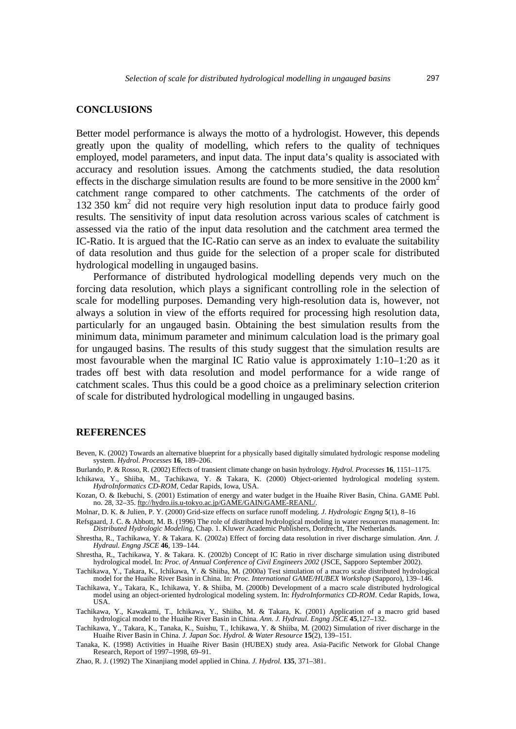## CONCLUSIONS

Better model performance is always the motto of a hydrologist. However, this depends greatly upon the quality of modelling, which refers to the quality of techniques employed, model parameters, and input data. The input data's quality is associated with accuracy and resolution issues. Among the catchments studied, the data resolution effects in the discharge simulation results are found to be more sensitive in the 2000 km$^2$ catchment range compared to other catchments. The catchments of the order of 132 350 km$^2$ did not require very high resolution input data to produce fairly good results. The sensitivity of input data resolution across various scales of catchment is assessed via the ratio of the input data resolution and the catchment area termed the IC-Ratio. It is argued that the IC-Ratio can serve as an index to evaluate the suitability of data resolution and thus guide for the selection of a proper scale for distributed hydrological modelling in ungauged basins.

Performance of distributed hydrological modelling depends very much on the forcing data resolution, which plays a significant controlling role in the selection of scale for modelling purposes. Demanding very high-resolution data is, however, not always a solution in view of the efforts required for processing high resolution data, particularly for an ungauged basin. Obtaining the best simulation results from the minimum data, minimum parameter and minimum calculation load is the primary goal for ungauged basins. The results of this study suggest that the simulation results are most favourable when the marginal IC Ratio value is approximately 1:10–1:20 as it trades off best with data resolution and model performance for a wide range of catchment scales. Thus this could be a good choice as a preliminary selection criterion of scale for distributed hydrological modelling in ungauged basins.

## REFERENCES

Beven, K. (2002) Towards an alternative blueprint for a physically based digitally simulated hydrologic response modeling system. *Hydrol. Processes* **16**, 189–206.

Burlando, P. & Rosso, R. (2002) Effects of transient climate change on basin hydrology. *Hydrol. Processes* **16**, 1151–1175.

Ichikawa, Y., Shiiba, M., Tachikawa, Y. & Takara, K. (2000) Object-oriented hydrological modeling system. *HydroInformatics CD-ROM*, Cedar Rapids, Iowa, USA.

Kozan, O. & Ikebuchi, S. (2001) Estimation of energy and water budget in the Huaihe River Basin, China. GAME Publ. no. 28, 32–35. ftp://hydro.iis.u-tokyo.ac.jp/GAME/GAIN/GAME-REANL/.

Molnar, D. K. & Julien, P. Y. (2000) Grid-size effects on surface runoff modeling. *J. Hydrologic Engng* **5**(1), 8–16

Refsgaard, J. C. & Abbott, M. B. (1996) The role of distributed hydrological modeling in water resources management. In: *Distributed Hydrologic Modeling*, Chap. 1. Kluwer Academic Publishers, Dordrecht, The Netherlands.

Shrestha, R., Tachikawa, Y. & Takara. K. (2002a) Effect of forcing data resolution in river discharge simulation. *Ann. J. Hydraul. Engng JSCE* **46**, 139–144.

Shrestha, R., Tachikawa, Y. & Takara. K. (2002b) Concept of IC Ratio in river discharge simulation using distributed hydrological model. In: *Proc. of Annual Conference of Civil Engineers 2002* (JSCE, Sapporo September 2002).

Tachikawa, Y., Takara, K., Ichikawa, Y. & Shiiba, M. (2000a) Test simulation of a macro scale distributed hydrological model for the Huaihe River Basin in China. In: *Proc. International GAME/HUBEX Workshop* (Sapporo), 139–146.

Tachikawa, Y., Takara, K., Ichikawa, Y. & Shiiba, M. (2000b) Development of a macro scale distributed hydrological model using an object-oriented hydrological modeling system. In: *HydroInformatics CD-ROM*. Cedar Rapids, Iowa, USA.

Tachikawa, Y., Kawakami, T., Ichikawa, Y., Shiiba, M. & Takara, K. (2001) Application of a macro grid based hydrological model to the Huaihe River Basin in China. *Ann. J. Hydraul. Engng JSCE* **45**,127–132.

Tachikawa, Y., Takara, K., Tanaka, K., Suishu, T., Ichikawa, Y. & Shiiba, M. (2002) Simulation of river discharge in the Huaihe River Basin in China. *J. Japan Soc. Hydrol. & Water Resource* **15**(2), 139–151.

Tanaka, K. (1998) Activities in Huaihe River Basin (HUBEX) study area. Asia-Pacific Network for Global Change Research, Report of 1997–1998, 69–91.

Zhao, R. J. (1992) The Xinanjiang model applied in China. *J. Hydrol.* **135**, 371–381.